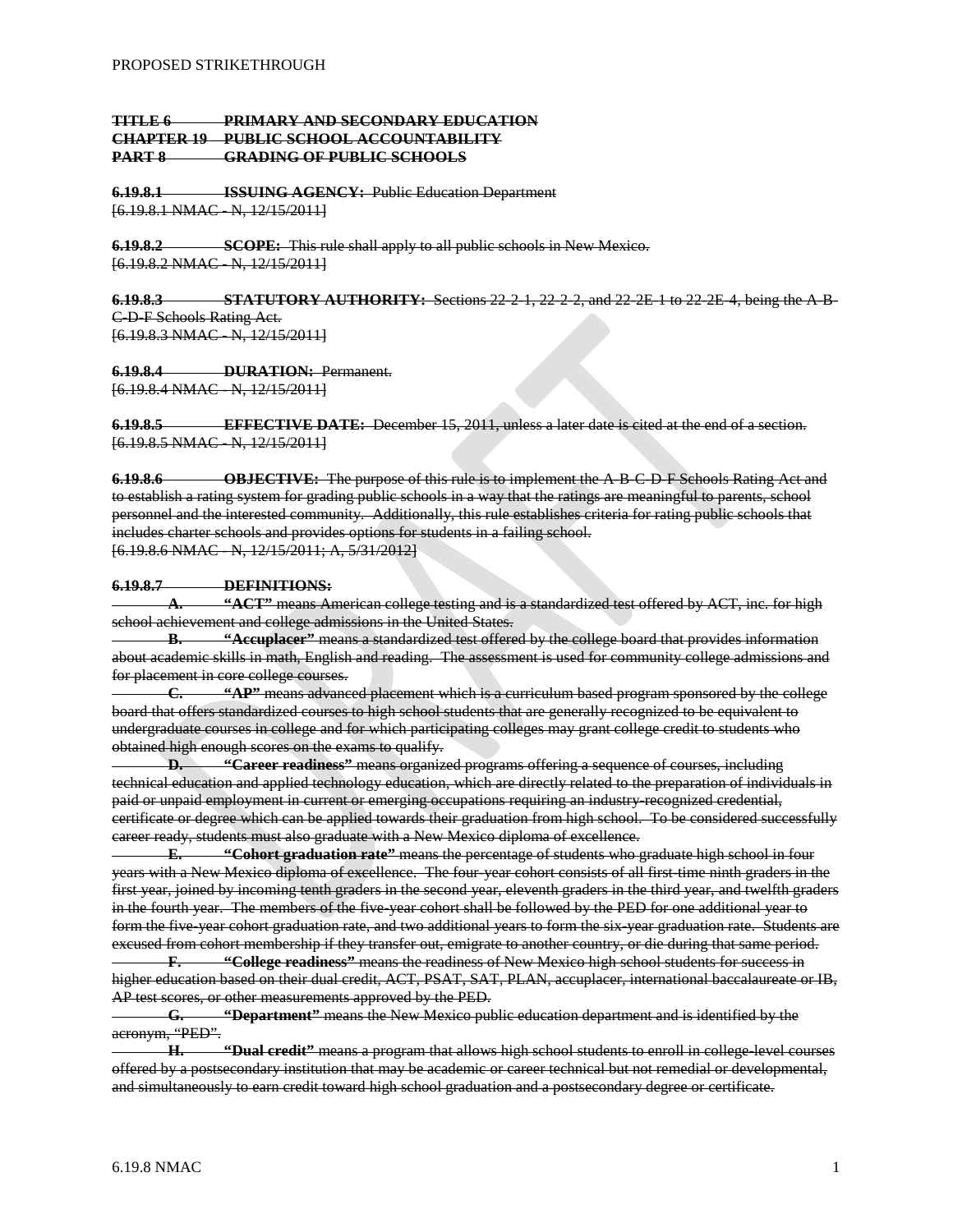PROPOSED STRIKETHROUGH

~~**TITLE 6 PRIMARY AND SECONDARY EDUCATION**~~
~~**CHAPTER 19 PUBLIC SCHOOL ACCOUNTABILITY**~~
~~**PART 8 GRADING OF PUBLIC SCHOOLS**~~

~~**6.19.8.1 ISSUING AGENCY:** Public Education Department~~
~~[6.19.8.1 NMAC - N, 12/15/2011]~~

~~**6.19.8.2 SCOPE:** This rule shall apply to all public schools in New Mexico.~~
~~[6.19.8.2 NMAC - N, 12/15/2011]~~

~~**6.19.8.3 STATUTORY AUTHORITY:** Sections 22-2-1, 22-2-2, and 22-2E-1 to 22-2E-4, being the A-B-C-D-F Schools Rating Act.~~
~~[6.19.8.3 NMAC - N, 12/15/2011]~~

~~**6.19.8.4 DURATION:** Permanent.~~
~~[6.19.8.4 NMAC - N, 12/15/2011]~~

~~**6.19.8.5 EFFECTIVE DATE:** December 15, 2011, unless a later date is cited at the end of a section.~~
~~[6.19.8.5 NMAC - N, 12/15/2011]~~

~~**6.19.8.6 OBJECTIVE:** The purpose of this rule is to implement the A-B-C-D-F Schools Rating Act and to establish a rating system for grading public schools in a way that the ratings are meaningful to parents, school personnel and the interested community. Additionally, this rule establishes criteria for rating public schools that includes charter schools and provides options for students in a failing school.~~
~~[6.19.8.6 NMAC - N, 12/15/2011; A, 5/31/2012]~~

~~**6.19.8.7 DEFINITIONS:**~~

~~**A. "ACT"** means American college testing and is a standardized test offered by ACT, inc. for high school achievement and college admissions in the United States.~~

~~**B. "Accuplacer"** means a standardized test offered by the college board that provides information about academic skills in math, English and reading. The assessment is used for community college admissions and for placement in core college courses.~~

~~**C. "AP"** means advanced placement which is a curriculum based program sponsored by the college board that offers standardized courses to high school students that are generally recognized to be equivalent to undergraduate courses in college and for which participating colleges may grant college credit to students who obtained high enough scores on the exams to qualify.~~

~~**D. "Career readiness"** means organized programs offering a sequence of courses, including technical education and applied technology education, which are directly related to the preparation of individuals in paid or unpaid employment in current or emerging occupations requiring an industry-recognized credential, certificate or degree which can be applied towards their graduation from high school. To be considered successfully career ready, students must also graduate with a New Mexico diploma of excellence.~~

~~**E. "Cohort graduation rate"** means the percentage of students who graduate high school in four years with a New Mexico diploma of excellence. The four-year cohort consists of all first-time ninth graders in the first year, joined by incoming tenth graders in the second year, eleventh graders in the third year, and twelfth graders in the fourth year. The members of the five-year cohort shall be followed by the PED for one additional year to form the five-year cohort graduation rate, and two additional years to form the six-year graduation rate. Students are excused from cohort membership if they transfer out, emigrate to another country, or die during that same period.~~

~~**F. "College readiness"** means the readiness of New Mexico high school students for success in higher education based on their dual credit, ACT, PSAT, SAT, PLAN, accuplacer, international baccalaureate or IB, AP test scores, or other measurements approved by the PED.~~

~~**G. "Department"** means the New Mexico public education department and is identified by the acronym, "PED".~~

~~**H. "Dual credit"** means a program that allows high school students to enroll in college-level courses offered by a postsecondary institution that may be academic or career technical but not remedial or developmental, and simultaneously to earn credit toward high school graduation and a postsecondary degree or certificate.~~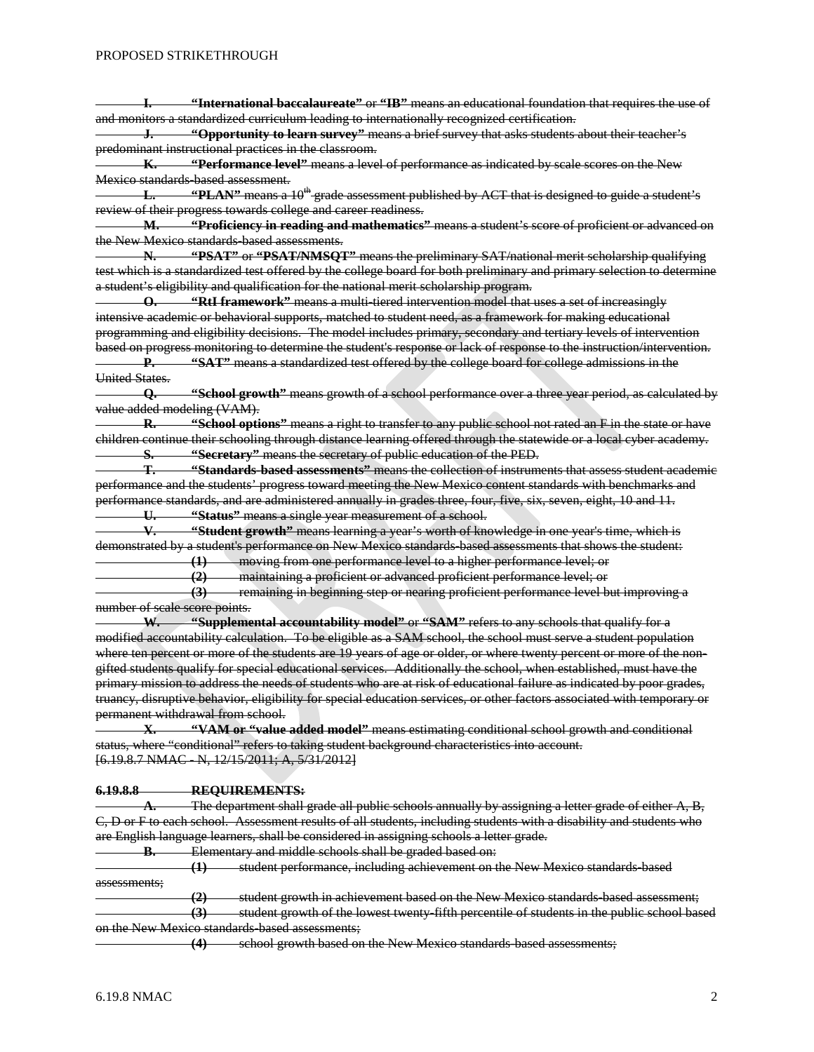~~**I. "International baccalaureate"** or **"IB"** means an educational foundation that requires the use of and monitors a standardized curriculum leading to internationally recognized certification.~~

~~**J. "Opportunity to learn survey"** means a brief survey that asks students about their teacher's predominant instructional practices in the classroom.~~

~~**K. "Performance level"** means a level of performance as indicated by scale scores on the New Mexico standards-based assessment.~~

~~**L. "PLAN"** means a 10th grade assessment published by ACT that is designed to guide a student's review of their progress towards college and career readiness.~~

~~**M. "Proficiency in reading and mathematics"** means a student's score of proficient or advanced on the New Mexico standards-based assessments.~~

~~**N. "PSAT"** or **"PSAT/NMSQT"** means the preliminary SAT/national merit scholarship qualifying test which is a standardized test offered by the college board for both preliminary and primary selection to determine a student's eligibility and qualification for the national merit scholarship program.~~

~~**O. "RtI framework"** means a multi-tiered intervention model that uses a set of increasingly intensive academic or behavioral supports, matched to student need, as a framework for making educational programming and eligibility decisions. The model includes primary, secondary and tertiary levels of intervention based on progress monitoring to determine the student's response or lack of response to the instruction/intervention.~~

~~**P. "SAT"** means a standardized test offered by the college board for college admissions in the United States.~~

~~**Q. "School growth"** means growth of a school performance over a three year period, as calculated by value added modeling (VAM).~~

~~**R. "School options"** means a right to transfer to any public school not rated an F in the state or have children continue their schooling through distance learning offered through the statewide or a local cyber academy.~~

~~**S. "Secretary"** means the secretary of public education of the PED.~~

~~**T. "Standards-based assessments"** means the collection of instruments that assess student academic performance and the students' progress toward meeting the New Mexico content standards with benchmarks and performance standards, and are administered annually in grades three, four, five, six, seven, eight, 10 and 11.~~

~~**U. "Status"** means a single year measurement of a school.~~

~~**V. "Student growth"** means learning a year's worth of knowledge in one year's time, which is demonstrated by a student's performance on New Mexico standards-based assessments that shows the student:~~

~~**(1)** moving from one performance level to a higher performance level; or~~

~~**(2)** maintaining a proficient or advanced proficient performance level; or~~

~~**(3)** remaining in beginning step or nearing proficient performance level but improving a number of scale score points.~~

~~**W. "Supplemental accountability model"** or **"SAM"** refers to any schools that qualify for a modified accountability calculation. To be eligible as a SAM school, the school must serve a student population where ten percent or more of the students are 19 years of age or older, or where twenty percent or more of the non-gifted students qualify for special educational services. Additionally the school, when established, must have the primary mission to address the needs of students who are at risk of educational failure as indicated by poor grades, truancy, disruptive behavior, eligibility for special education services, or other factors associated with temporary or permanent withdrawal from school.~~

~~**X. "VAM or "value added model"** means estimating conditional school growth and conditional status, where "conditional" refers to taking student background characteristics into account.~~

~~[6.19.8.7 NMAC - N, 12/15/2011; A, 5/31/2012]~~

~~**6.19.8.8 REQUIREMENTS:**~~

~~**A.** The department shall grade all public schools annually by assigning a letter grade of either A, B, C, D or F to each school. Assessment results of all students, including students with a disability and students who are English language learners, shall be considered in assigning schools a letter grade.~~

~~**B.** Elementary and middle schools shall be graded based on:~~

~~**(1)** student performance, including achievement on the New Mexico standards-based assessments;~~

~~**(2)** student growth in achievement based on the New Mexico standards-based assessment;~~

~~**(3)** student growth of the lowest twenty-fifth percentile of students in the public school based on the New Mexico standards-based assessments;~~

~~**(4)** school growth based on the New Mexico standards-based assessments;~~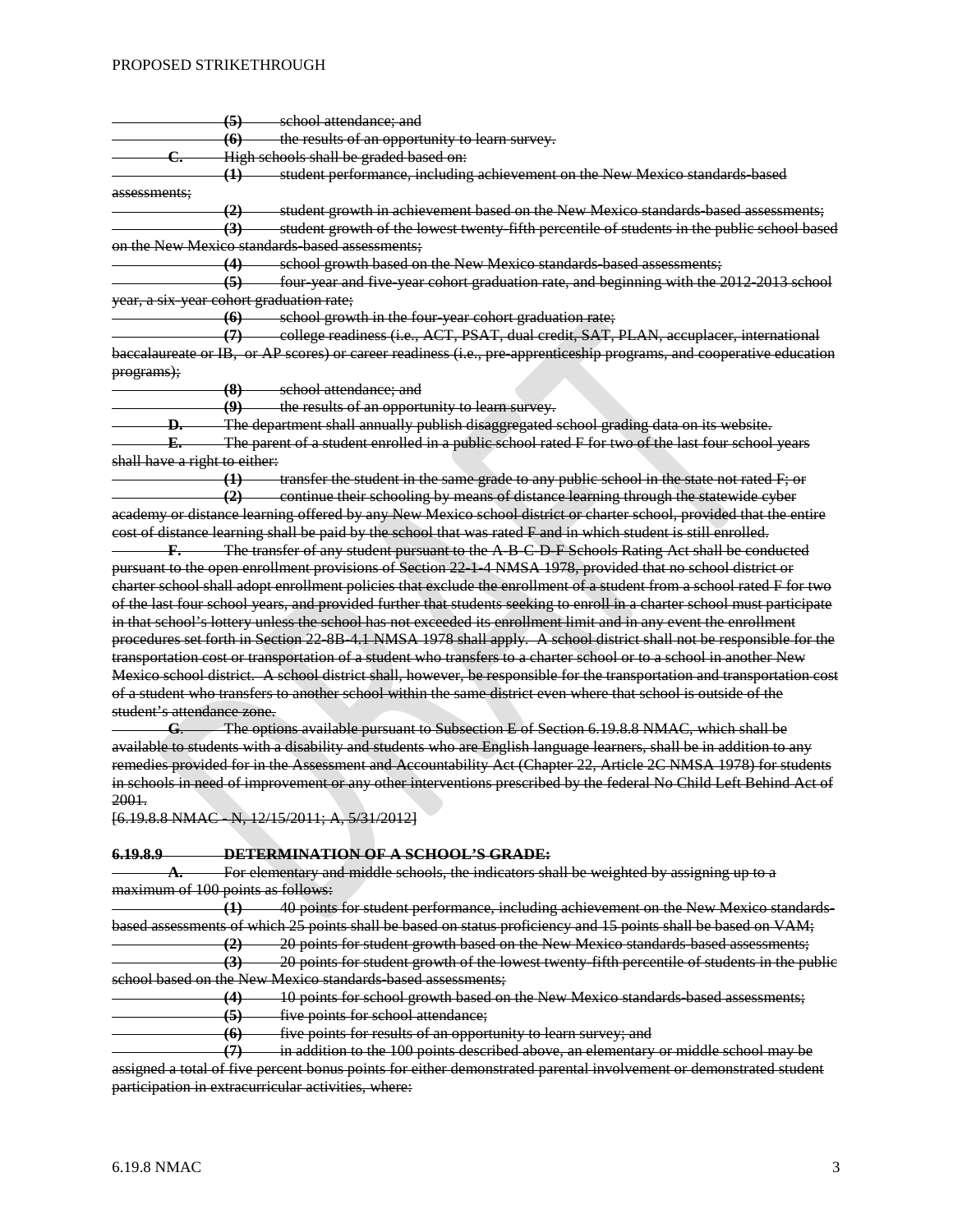~~(5) school attendance; and~~

~~(6) the results of an opportunity to learn survey.~~

~~**C.** High schools shall be graded based on:~~

~~(1) student performance, including achievement on the New Mexico standards-based assessments;~~

~~(2) student growth in achievement based on the New Mexico standards-based assessments;~~

~~(3) student growth of the lowest twenty-fifth percentile of students in the public school based on the New Mexico standards-based assessments;~~

~~(4) school growth based on the New Mexico standards-based assessments;~~

~~(5) four-year and five-year cohort graduation rate, and beginning with the 2012-2013 school year, a six-year cohort graduation rate;~~

~~(6) school growth in the four-year cohort graduation rate;~~

~~(7) college readiness (i.e., ACT, PSAT, dual credit, SAT, PLAN, accuplacer, international baccalaureate or IB, or AP scores) or career readiness (i.e., pre-apprenticeship programs, and cooperative education programs);~~

~~(8) school attendance; and~~

~~(9) the results of an opportunity to learn survey.~~

~~**D.** The department shall annually publish disaggregated school grading data on its website.~~

~~**E.** The parent of a student enrolled in a public school rated F for two of the last four school years shall have a right to either:~~

~~(1) transfer the student in the same grade to any public school in the state not rated F; or~~

~~(2) continue their schooling by means of distance learning through the statewide cyber academy or distance learning offered by any New Mexico school district or charter school, provided that the entire cost of distance learning shall be paid by the school that was rated F and in which student is still enrolled.~~

~~**F.** The transfer of any student pursuant to the A-B-C-D-F Schools Rating Act shall be conducted pursuant to the open enrollment provisions of Section 22-1-4 NMSA 1978, provided that no school district or charter school shall adopt enrollment policies that exclude the enrollment of a student from a school rated F for two of the last four school years, and provided further that students seeking to enroll in a charter school must participate in that school's lottery unless the school has not exceeded its enrollment limit and in any event the enrollment procedures set forth in Section 22-8B-4.1 NMSA 1978 shall apply. A school district shall not be responsible for the transportation cost or transportation of a student who transfers to a charter school or to a school in another New Mexico school district. A school district shall, however, be responsible for the transportation and transportation cost of a student who transfers to another school within the same district even where that school is outside of the student's attendance zone.~~

~~**G**. The options available pursuant to Subsection E of Section 6.19.8.8 NMAC, which shall be available to students with a disability and students who are English language learners, shall be in addition to any remedies provided for in the Assessment and Accountability Act (Chapter 22, Article 2C NMSA 1978) for students in schools in need of improvement or any other interventions prescribed by the federal No Child Left Behind Act of 2001.~~

~~[6.19.8.8 NMAC - N, 12/15/2011; A, 5/31/2012]~~

~~**6.19.8.9 DETERMINATION OF A SCHOOL'S GRADE:**~~

~~**A.** For elementary and middle schools, the indicators shall be weighted by assigning up to a maximum of 100 points as follows:~~

~~(1) 40 points for student performance, including achievement on the New Mexico standards-based assessments of which 25 points shall be based on status proficiency and 15 points shall be based on VAM;~~

~~(2) 20 points for student growth based on the New Mexico standards-based assessments;~~

~~(3) 20 points for student growth of the lowest twenty-fifth percentile of students in the public school based on the New Mexico standards-based assessments;~~

~~(4) 10 points for school growth based on the New Mexico standards-based assessments;~~

~~(5) five points for school attendance;~~

~~(6) five points for results of an opportunity to learn survey; and~~

~~(7) in addition to the 100 points described above, an elementary or middle school may be assigned a total of five percent bonus points for either demonstrated parental involvement or demonstrated student participation in extracurricular activities, where:~~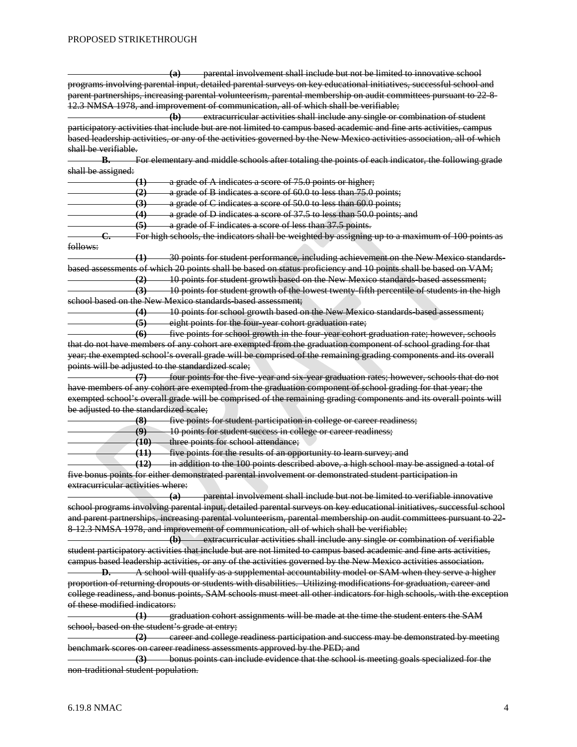~~**(a)** parental involvement shall include but not be limited to innovative school programs involving parental input, detailed parental surveys on key educational initiatives, successful school and parent partnerships, increasing parental volunteerism, parental membership on audit committees pursuant to 22-8-12.3 NMSA 1978, and improvement of communication, all of which shall be verifiable;~~

~~**(b)** extracurricular activities shall include any single or combination of student participatory activities that include but are not limited to campus based academic and fine arts activities, campus based leadership activities, or any of the activities governed by the New Mexico activities association, all of which shall be verifiable.~~

~~**B.** For elementary and middle schools after totaling the points of each indicator, the following grade shall be assigned:~~

~~**(1)** a grade of A indicates a score of 75.0 points or higher;~~

~~**(2)** a grade of B indicates a score of 60.0 to less than 75.0 points;~~

~~**(3)** a grade of C indicates a score of 50.0 to less than 60.0 points;~~

~~**(4)** a grade of D indicates a score of 37.5 to less than 50.0 points; and~~

~~**(5)** a grade of F indicates a score of less than 37.5 points.~~

~~**C.** For high schools, the indicators shall be weighted by assigning up to a maximum of 100 points as follows:~~

~~**(1)** 30 points for student performance, including achievement on the New Mexico standards-based assessments of which 20 points shall be based on status proficiency and 10 points shall be based on VAM;~~

~~**(2)** 10 points for student growth based on the New Mexico standards-based assessment;~~

~~**(3)** 10 points for student growth of the lowest twenty-fifth percentile of students in the high school based on the New Mexico standards-based assessment;~~

~~**(4)** 10 points for school growth based on the New Mexico standards-based assessment;~~

~~**(5)** eight points for the four-year cohort graduation rate;~~

~~**(6)** five points for school growth in the four-year cohort graduation rate; however, schools that do not have members of any cohort are exempted from the graduation component of school grading for that year; the exempted school's overall grade will be comprised of the remaining grading components and its overall points will be adjusted to the standardized scale;~~

~~**(7)** four points for the five-year and six-year graduation rates; however, schools that do not have members of any cohort are exempted from the graduation component of school grading for that year; the exempted school's overall grade will be comprised of the remaining grading components and its overall points will be adjusted to the standardized scale;~~

~~**(8)** five points for student participation in college or career readiness;~~

~~**(9)** 10 points for student success in college or career readiness;~~

~~**(10)** three points for school attendance;~~

~~**(11)** five points for the results of an opportunity to learn survey; and~~

~~**(12)** in addition to the 100 points described above, a high school may be assigned a total of five bonus points for either demonstrated parental involvement or demonstrated student participation in extracurricular activities where:~~

~~**(a)** parental involvement shall include but not be limited to verifiable innovative school programs involving parental input, detailed parental surveys on key educational initiatives, successful school and parent partnerships, increasing parental volunteerism, parental membership on audit committees pursuant to 22-8-12.3 NMSA 1978, and improvement of communication, all of which shall be verifiable;~~

~~**(b)** extracurricular activities shall include any single or combination of verifiable student participatory activities that include but are not limited to campus based academic and fine arts activities, campus based leadership activities, or any of the activities governed by the New Mexico activities association.~~

~~**D.** A school will qualify as a supplemental accountability model or SAM when they serve a higher proportion of returning dropouts or students with disabilities. Utilizing modifications for graduation, career and college readiness, and bonus points, SAM schools must meet all other indicators for high schools, with the exception of these modified indicators:~~

~~**(1)** graduation cohort assignments will be made at the time the student enters the SAM school, based on the student's grade at entry;~~

~~**(2)** career and college readiness participation and success may be demonstrated by meeting benchmark scores on career readiness assessments approved by the PED; and~~

~~**(3)** bonus points can include evidence that the school is meeting goals specialized for the non-traditional student population.~~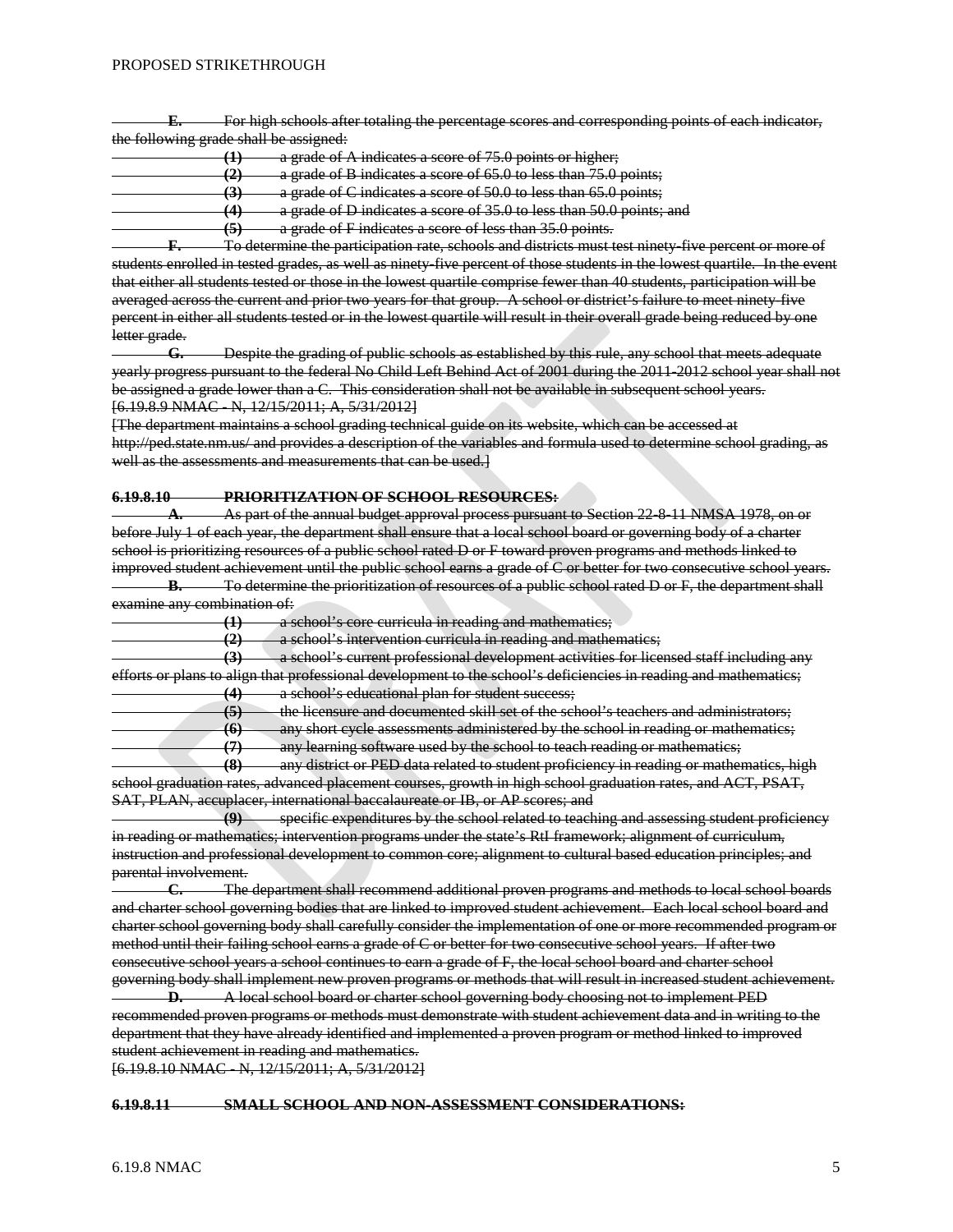~~**E.** For high schools after totaling the percentage scores and corresponding points of each indicator, the following grade shall be assigned:~~

~~**(1)** a grade of A indicates a score of 75.0 points or higher;~~

~~**(2)** a grade of B indicates a score of 65.0 to less than 75.0 points;~~

~~**(3)** a grade of C indicates a score of 50.0 to less than 65.0 points;~~

~~**(4)** a grade of D indicates a score of 35.0 to less than 50.0 points; and~~

~~**(5)** a grade of F indicates a score of less than 35.0 points.~~

~~**F.** To determine the participation rate, schools and districts must test ninety-five percent or more of students enrolled in tested grades, as well as ninety-five percent of those students in the lowest quartile. In the event that either all students tested or those in the lowest quartile comprise fewer than 40 students, participation will be averaged across the current and prior two years for that group. A school or district's failure to meet ninety-five percent in either all students tested or in the lowest quartile will result in their overall grade being reduced by one letter grade.~~

~~**G.** Despite the grading of public schools as established by this rule, any school that meets adequate yearly progress pursuant to the federal No Child Left Behind Act of 2001 during the 2011-2012 school year shall not be assigned a grade lower than a C. This consideration shall not be available in subsequent school years.~~

~~[6.19.8.9 NMAC - N, 12/15/2011; A, 5/31/2012]~~

~~[The department maintains a school grading technical guide on its website, which can be accessed at http://ped.state.nm.us/ and provides a description of the variables and formula used to determine school grading, as well as the assessments and measurements that can be used.]~~

~~**6.19.8.10 PRIORITIZATION OF SCHOOL RESOURCES:**~~

~~**A.** As part of the annual budget approval process pursuant to Section 22-8-11 NMSA 1978, on or before July 1 of each year, the department shall ensure that a local school board or governing body of a charter school is prioritizing resources of a public school rated D or F toward proven programs and methods linked to improved student achievement until the public school earns a grade of C or better for two consecutive school years.~~

~~**B.** To determine the prioritization of resources of a public school rated D or F, the department shall examine any combination of:~~

~~**(1)** a school's core curricula in reading and mathematics;~~

~~**(2)** a school's intervention curricula in reading and mathematics;~~

~~**(3)** a school's current professional development activities for licensed staff including any efforts or plans to align that professional development to the school's deficiencies in reading and mathematics;~~

~~**(4)** a school's educational plan for student success;~~

~~**(5)** the licensure and documented skill set of the school's teachers and administrators;~~

~~**(6)** any short cycle assessments administered by the school in reading or mathematics;~~

~~**(7)** any learning software used by the school to teach reading or mathematics;~~

~~**(8)** any district or PED data related to student proficiency in reading or mathematics, high school graduation rates, advanced placement courses, growth in high school graduation rates, and ACT, PSAT, SAT, PLAN, accuplacer, international baccalaureate or IB, or AP scores; and~~

~~**(9)** specific expenditures by the school related to teaching and assessing student proficiency in reading or mathematics; intervention programs under the state's RtI framework; alignment of curriculum, instruction and professional development to common core; alignment to cultural based education principles; and parental involvement.~~

~~**C.** The department shall recommend additional proven programs and methods to local school boards and charter school governing bodies that are linked to improved student achievement. Each local school board and charter school governing body shall carefully consider the implementation of one or more recommended program or method until their failing school earns a grade of C or better for two consecutive school years. If after two consecutive school years a school continues to earn a grade of F, the local school board and charter school governing body shall implement new proven programs or methods that will result in increased student achievement.~~

~~**D.** A local school board or charter school governing body choosing not to implement PED recommended proven programs or methods must demonstrate with student achievement data and in writing to the department that they have already identified and implemented a proven program or method linked to improved student achievement in reading and mathematics.~~

~~[6.19.8.10 NMAC - N, 12/15/2011; A, 5/31/2012]~~

~~**6.19.8.11 SMALL SCHOOL AND NON-ASSESSMENT CONSIDERATIONS:**~~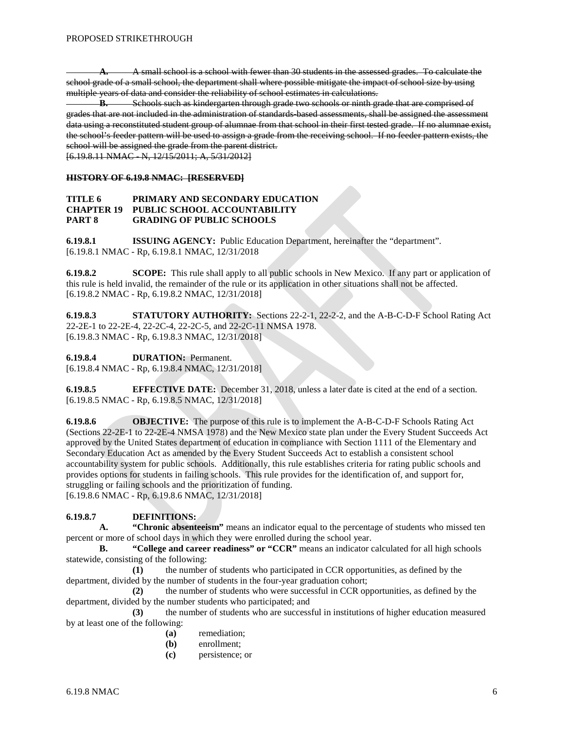~~**A.** A small school is a school with fewer than 30 students in the assessed grades. To calculate the school grade of a small school, the department shall where possible mitigate the impact of school size by using multiple years of data and consider the reliability of school estimates in calculations.~~

~~**B.** Schools such as kindergarten through grade two schools or ninth grade that are comprised of grades that are not included in the administration of standards-based assessments, shall be assigned the assessment data using a reconstituted student group of alumnae from that school in their first tested grade. If no alumnae exist, the school's feeder pattern will be used to assign a grade from the receiving school. If no feeder pattern exists, the school will be assigned the grade from the parent district.~~
~~[6.19.8.11 NMAC - N, 12/15/2011; A, 5/31/2012]~~

~~**HISTORY OF 6.19.8 NMAC: [RESERVED]**~~

**TITLE 6 PRIMARY AND SECONDARY EDUCATION**
**CHAPTER 19 PUBLIC SCHOOL ACCOUNTABILITY**
**PART 8 GRADING OF PUBLIC SCHOOLS**

**6.19.8.1 ISSUING AGENCY:** Public Education Department, hereinafter the "department".
[6.19.8.1 NMAC - Rp, 6.19.8.1 NMAC, 12/31/2018

**6.19.8.2 SCOPE:** This rule shall apply to all public schools in New Mexico. If any part or application of this rule is held invalid, the remainder of the rule or its application in other situations shall not be affected.
[6.19.8.2 NMAC - Rp, 6.19.8.2 NMAC, 12/31/2018]

**6.19.8.3 STATUTORY AUTHORITY:** Sections 22-2-1, 22-2-2, and the A-B-C-D-F School Rating Act 22-2E-1 to 22-2E-4, 22-2C-4, 22-2C-5, and 22-2C-11 NMSA 1978.
[6.19.8.3 NMAC - Rp, 6.19.8.3 NMAC, 12/31/2018]

**6.19.8.4 DURATION:** Permanent.
[6.19.8.4 NMAC - Rp, 6.19.8.4 NMAC, 12/31/2018]

**6.19.8.5 EFFECTIVE DATE:** December 31, 2018, unless a later date is cited at the end of a section.
[6.19.8.5 NMAC - Rp, 6.19.8.5 NMAC, 12/31/2018]

**6.19.8.6 OBJECTIVE:** The purpose of this rule is to implement the A-B-C-D-F Schools Rating Act (Sections 22-2E-1 to 22-2E-4 NMSA 1978) and the New Mexico state plan under the Every Student Succeeds Act approved by the United States department of education in compliance with Section 1111 of the Elementary and Secondary Education Act as amended by the Every Student Succeeds Act to establish a consistent school accountability system for public schools. Additionally, this rule establishes criteria for rating public schools and provides options for students in failing schools. This rule provides for the identification of, and support for, struggling or failing schools and the prioritization of funding.
[6.19.8.6 NMAC - Rp, 6.19.8.6 NMAC, 12/31/2018]

**6.19.8.7 DEFINITIONS:**

**A. "Chronic absenteeism"** means an indicator equal to the percentage of students who missed ten percent or more of school days in which they were enrolled during the school year.

**B. "College and career readiness" or "CCR"** means an indicator calculated for all high schools statewide, consisting of the following:

**(1)** the number of students who participated in CCR opportunities, as defined by the department, divided by the number of students in the four-year graduation cohort;

**(2)** the number of students who were successful in CCR opportunities, as defined by the department, divided by the number students who participated; and

**(3)** the number of students who are successful in institutions of higher education measured by at least one of the following:

**(a)** remediation;
**(b)** enrollment;
**(c)** persistence; or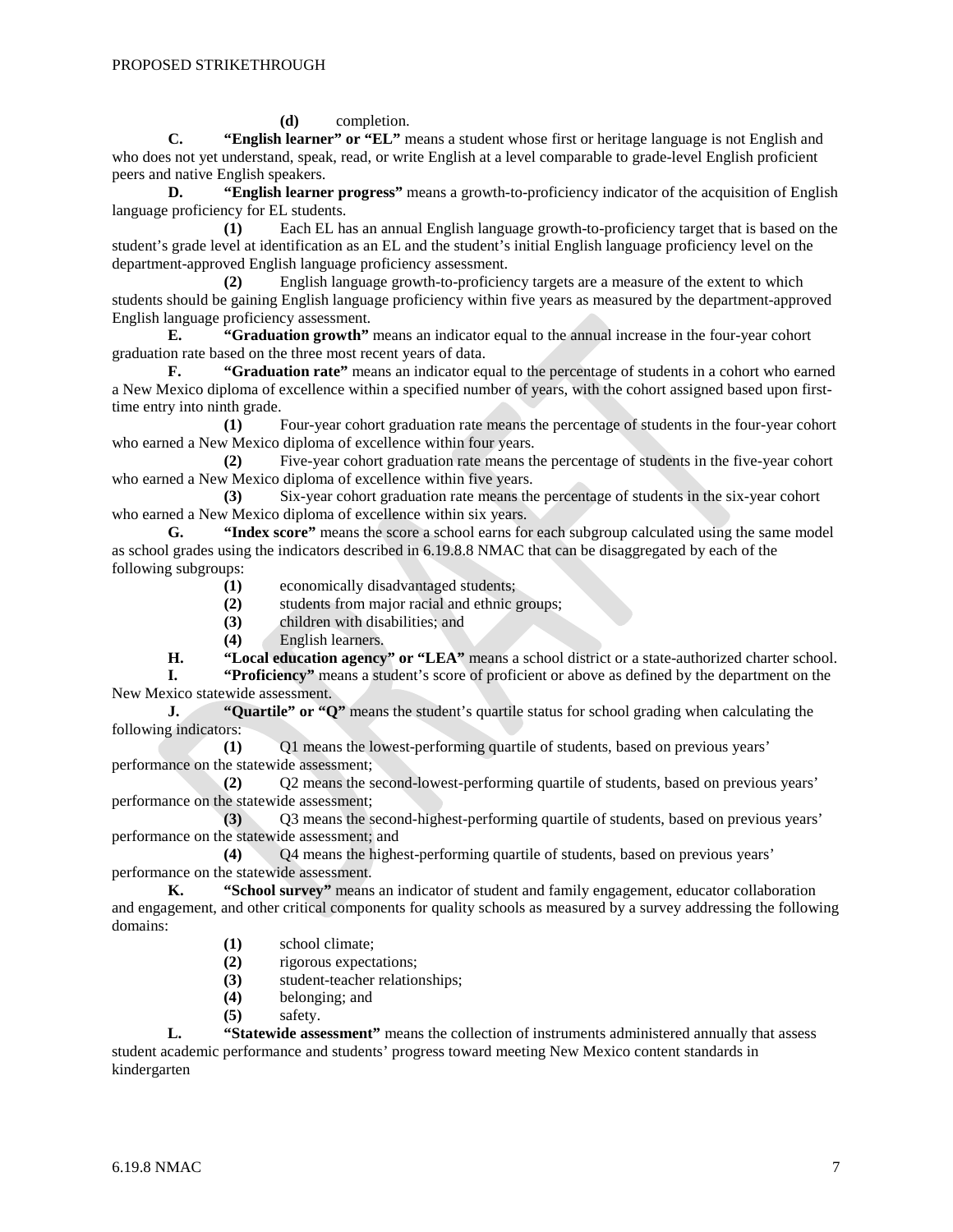**(d)** completion.

**C. "English learner" or "EL"** means a student whose first or heritage language is not English and who does not yet understand, speak, read, or write English at a level comparable to grade-level English proficient peers and native English speakers.

**D. "English learner progress"** means a growth-to-proficiency indicator of the acquisition of English language proficiency for EL students.

**(1)** Each EL has an annual English language growth-to-proficiency target that is based on the student's grade level at identification as an EL and the student's initial English language proficiency level on the department-approved English language proficiency assessment.

**(2)** English language growth-to-proficiency targets are a measure of the extent to which students should be gaining English language proficiency within five years as measured by the department-approved English language proficiency assessment.

**E. "Graduation growth"** means an indicator equal to the annual increase in the four-year cohort graduation rate based on the three most recent years of data.

**F. "Graduation rate"** means an indicator equal to the percentage of students in a cohort who earned a New Mexico diploma of excellence within a specified number of years, with the cohort assigned based upon first-time entry into ninth grade.

**(1)** Four-year cohort graduation rate means the percentage of students in the four-year cohort who earned a New Mexico diploma of excellence within four years.

**(2)** Five-year cohort graduation rate means the percentage of students in the five-year cohort who earned a New Mexico diploma of excellence within five years.

**(3)** Six-year cohort graduation rate means the percentage of students in the six-year cohort who earned a New Mexico diploma of excellence within six years.

**G. "Index score"** means the score a school earns for each subgroup calculated using the same model as school grades using the indicators described in 6.19.8.8 NMAC that can be disaggregated by each of the following subgroups:

**(1)** economically disadvantaged students;
**(2)** students from major racial and ethnic groups;
**(3)** children with disabilities; and
**(4)** English learners.

**H. "Local education agency" or "LEA"** means a school district or a state-authorized charter school.

**I. "Proficiency"** means a student's score of proficient or above as defined by the department on the New Mexico statewide assessment.

**J. "Quartile" or "Q"** means the student's quartile status for school grading when calculating the following indicators:

**(1)** Q1 means the lowest-performing quartile of students, based on previous years' performance on the statewide assessment;

**(2)** Q2 means the second-lowest-performing quartile of students, based on previous years' performance on the statewide assessment;

**(3)** Q3 means the second-highest-performing quartile of students, based on previous years' performance on the statewide assessment; and

**(4)** Q4 means the highest-performing quartile of students, based on previous years' performance on the statewide assessment.

**K. "School survey"** means an indicator of student and family engagement, educator collaboration and engagement, and other critical components for quality schools as measured by a survey addressing the following domains:

**(1)** school climate;
**(2)** rigorous expectations;
**(3)** student-teacher relationships;
**(4)** belonging; and
**(5)** safety.

**L. "Statewide assessment"** means the collection of instruments administered annually that assess student academic performance and students' progress toward meeting New Mexico content standards in kindergarten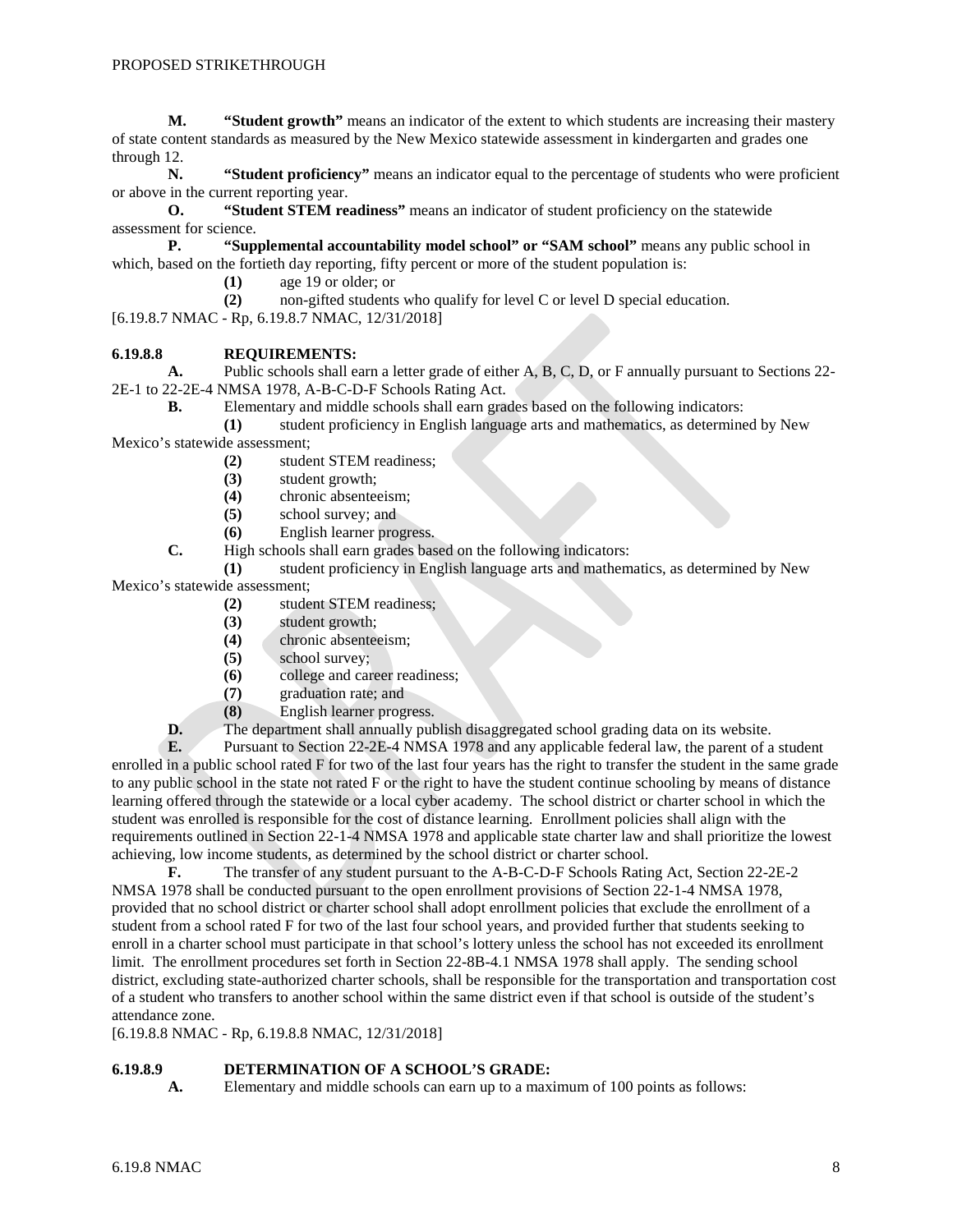**M.** **"Student growth"** means an indicator of the extent to which students are increasing their mastery of state content standards as measured by the New Mexico statewide assessment in kindergarten and grades one through 12.

**N.** **"Student proficiency"** means an indicator equal to the percentage of students who were proficient or above in the current reporting year.

**O.** **"Student STEM readiness"** means an indicator of student proficiency on the statewide assessment for science.

**P.** **"Supplemental accountability model school" or "SAM school"** means any public school in which, based on the fortieth day reporting, fifty percent or more of the student population is:

**(1)** age 19 or older; or

**(2)** non-gifted students who qualify for level C or level D special education.

[6.19.8.7 NMAC - Rp, 6.19.8.7 NMAC, 12/31/2018]

**6.19.8.8 REQUIREMENTS:**

**A.** Public schools shall earn a letter grade of either A, B, C, D, or F annually pursuant to Sections 22-2E-1 to 22-2E-4 NMSA 1978, A-B-C-D-F Schools Rating Act.

**B.** Elementary and middle schools shall earn grades based on the following indicators:

**(1)** student proficiency in English language arts and mathematics, as determined by New Mexico's statewide assessment;

**(2)** student STEM readiness;

**(3)** student growth;

**(4)** chronic absenteeism;

**(5)** school survey; and

**(6)** English learner progress.

**C.** High schools shall earn grades based on the following indicators:

**(1)** student proficiency in English language arts and mathematics, as determined by New Mexico's statewide assessment;

**(2)** student STEM readiness;

**(3)** student growth;

**(4)** chronic absenteeism;

**(5)** school survey;

**(6)** college and career readiness;

**(7)** graduation rate; and

**(8)** English learner progress.

**D.** The department shall annually publish disaggregated school grading data on its website.

**E.** Pursuant to Section 22-2E-4 NMSA 1978 and any applicable federal law, the parent of a student enrolled in a public school rated F for two of the last four years has the right to transfer the student in the same grade to any public school in the state not rated F or the right to have the student continue schooling by means of distance learning offered through the statewide or a local cyber academy. The school district or charter school in which the student was enrolled is responsible for the cost of distance learning. Enrollment policies shall align with the requirements outlined in Section 22-1-4 NMSA 1978 and applicable state charter law and shall prioritize the lowest achieving, low income students, as determined by the school district or charter school.

**F.** The transfer of any student pursuant to the A-B-C-D-F Schools Rating Act, Section 22-2E-2 NMSA 1978 shall be conducted pursuant to the open enrollment provisions of Section 22-1-4 NMSA 1978, provided that no school district or charter school shall adopt enrollment policies that exclude the enrollment of a student from a school rated F for two of the last four school years, and provided further that students seeking to enroll in a charter school must participate in that school's lottery unless the school has not exceeded its enrollment limit. The enrollment procedures set forth in Section 22-8B-4.1 NMSA 1978 shall apply. The sending school district, excluding state-authorized charter schools, shall be responsible for the transportation and transportation cost of a student who transfers to another school within the same district even if that school is outside of the student's attendance zone.

[6.19.8.8 NMAC - Rp, 6.19.8.8 NMAC, 12/31/2018]

**6.19.8.9 DETERMINATION OF A SCHOOL'S GRADE:**

**A.** Elementary and middle schools can earn up to a maximum of 100 points as follows: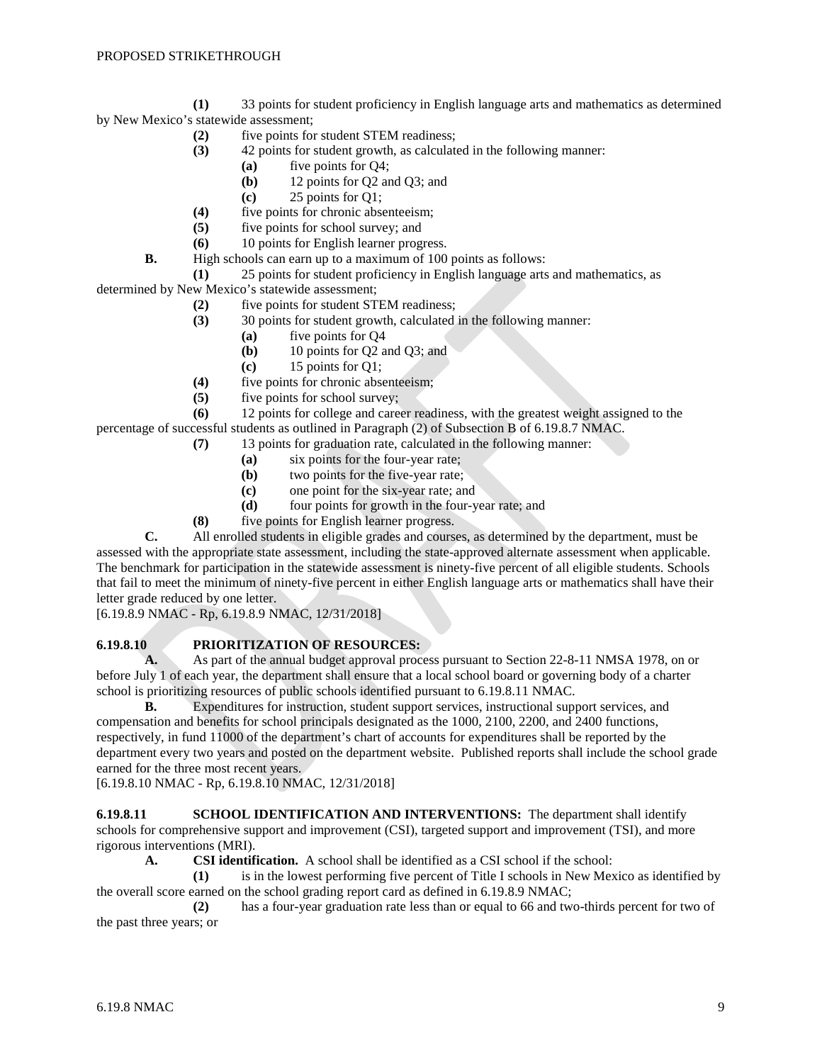**(1)** 33 points for student proficiency in English language arts and mathematics as determined by New Mexico's statewide assessment;

**(2)** five points for student STEM readiness;

**(3)** 42 points for student growth, as calculated in the following manner:

**(a)** five points for Q4;

**(b)** 12 points for Q2 and Q3; and

**(c)** 25 points for Q1;

**(4)** five points for chronic absenteeism;

**(5)** five points for school survey; and

**(6)** 10 points for English learner progress.

**B.** High schools can earn up to a maximum of 100 points as follows:

**(1)** 25 points for student proficiency in English language arts and mathematics, as determined by New Mexico's statewide assessment;

**(2)** five points for student STEM readiness;

**(3)** 30 points for student growth, calculated in the following manner:

**(a)** five points for Q4

**(b)** 10 points for Q2 and Q3; and

**(c)** 15 points for Q1;

**(4)** five points for chronic absenteeism;

**(5)** five points for school survey;

**(6)** 12 points for college and career readiness, with the greatest weight assigned to the percentage of successful students as outlined in Paragraph (2) of Subsection B of 6.19.8.7 NMAC.

**(7)** 13 points for graduation rate, calculated in the following manner:

**(a)** six points for the four-year rate;

**(b)** two points for the five-year rate;

**(c)** one point for the six-year rate; and

**(d)** four points for growth in the four-year rate; and

**(8)** five points for English learner progress.

**C.** All enrolled students in eligible grades and courses, as determined by the department, must be assessed with the appropriate state assessment, including the state-approved alternate assessment when applicable. The benchmark for participation in the statewide assessment is ninety-five percent of all eligible students. Schools that fail to meet the minimum of ninety-five percent in either English language arts or mathematics shall have their letter grade reduced by one letter.

[6.19.8.9 NMAC - Rp, 6.19.8.9 NMAC, 12/31/2018]

**6.19.8.10 PRIORITIZATION OF RESOURCES:**

**A.** As part of the annual budget approval process pursuant to Section 22-8-11 NMSA 1978, on or before July 1 of each year, the department shall ensure that a local school board or governing body of a charter school is prioritizing resources of public schools identified pursuant to 6.19.8.11 NMAC.

**B.** Expenditures for instruction, student support services, instructional support services, and compensation and benefits for school principals designated as the 1000, 2100, 2200, and 2400 functions, respectively, in fund 11000 of the department's chart of accounts for expenditures shall be reported by the department every two years and posted on the department website. Published reports shall include the school grade earned for the three most recent years.

[6.19.8.10 NMAC - Rp, 6.19.8.10 NMAC, 12/31/2018]

**6.19.8.11 SCHOOL IDENTIFICATION AND INTERVENTIONS:** The department shall identify schools for comprehensive support and improvement (CSI), targeted support and improvement (TSI), and more rigorous interventions (MRI).

**A. CSI identification.** A school shall be identified as a CSI school if the school:

**(1)** is in the lowest performing five percent of Title I schools in New Mexico as identified by the overall score earned on the school grading report card as defined in 6.19.8.9 NMAC;

**(2)** has a four-year graduation rate less than or equal to 66 and two-thirds percent for two of the past three years; or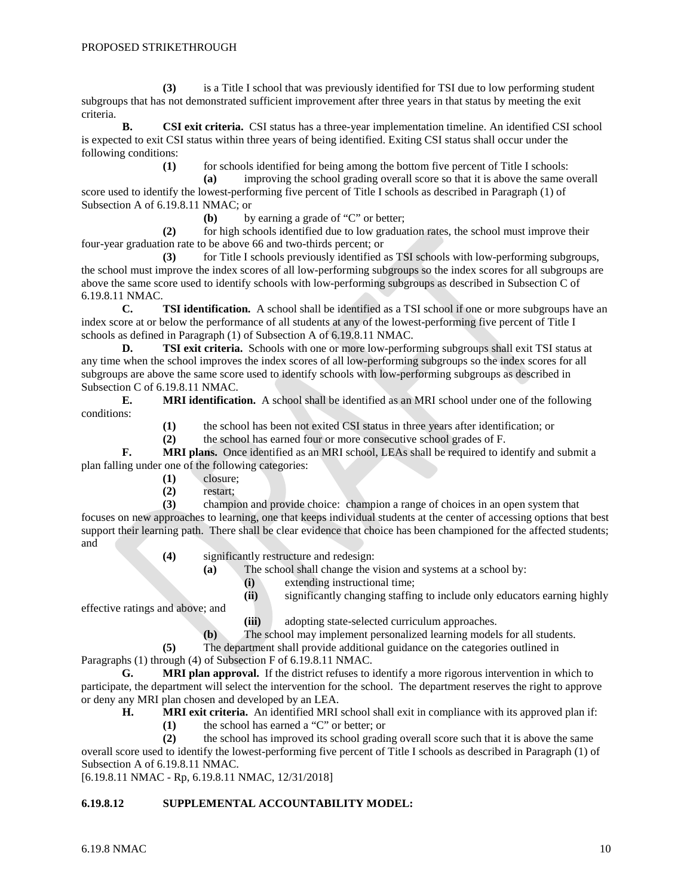**(3)** is a Title I school that was previously identified for TSI due to low performing student subgroups that has not demonstrated sufficient improvement after three years in that status by meeting the exit criteria.

**B. CSI exit criteria.** CSI status has a three-year implementation timeline. An identified CSI school is expected to exit CSI status within three years of being identified. Exiting CSI status shall occur under the following conditions:

**(1)** for schools identified for being among the bottom five percent of Title I schools:

**(a)** improving the school grading overall score so that it is above the same overall score used to identify the lowest-performing five percent of Title I schools as described in Paragraph (1) of Subsection A of 6.19.8.11 NMAC; or

**(b)** by earning a grade of "C" or better;

**(2)** for high schools identified due to low graduation rates, the school must improve their four-year graduation rate to be above 66 and two-thirds percent; or

**(3)** for Title I schools previously identified as TSI schools with low-performing subgroups, the school must improve the index scores of all low-performing subgroups so the index scores for all subgroups are above the same score used to identify schools with low-performing subgroups as described in Subsection C of 6.19.8.11 NMAC.

**C. TSI identification.** A school shall be identified as a TSI school if one or more subgroups have an index score at or below the performance of all students at any of the lowest-performing five percent of Title I schools as defined in Paragraph (1) of Subsection A of 6.19.8.11 NMAC.

**D. TSI exit criteria.** Schools with one or more low-performing subgroups shall exit TSI status at any time when the school improves the index scores of all low-performing subgroups so the index scores for all subgroups are above the same score used to identify schools with low-performing subgroups as described in Subsection C of 6.19.8.11 NMAC.

**E. MRI identification.** A school shall be identified as an MRI school under one of the following conditions:

**(1)** the school has been not exited CSI status in three years after identification; or

**(2)** the school has earned four or more consecutive school grades of F.

**F. MRI plans.** Once identified as an MRI school, LEAs shall be required to identify and submit a plan falling under one of the following categories:

**(1)** closure;

**(2)** restart;

**(3)** champion and provide choice: champion a range of choices in an open system that focuses on new approaches to learning, one that keeps individual students at the center of accessing options that best support their learning path. There shall be clear evidence that choice has been championed for the affected students; and

**(4)** significantly restructure and redesign:

**(a)** The school shall change the vision and systems at a school by:

**(i)** extending instructional time;

**(ii)** significantly changing staffing to include only educators earning highly effective ratings and above; and

**(iii)** adopting state-selected curriculum approaches.

**(b)** The school may implement personalized learning models for all students.

**(5)** The department shall provide additional guidance on the categories outlined in Paragraphs (1) through (4) of Subsection F of 6.19.8.11 NMAC.

**G. MRI plan approval.** If the district refuses to identify a more rigorous intervention in which to participate, the department will select the intervention for the school. The department reserves the right to approve or deny any MRI plan chosen and developed by an LEA.

**H. MRI exit criteria.** An identified MRI school shall exit in compliance with its approved plan if:

**(1)** the school has earned a "C" or better; or

**(2)** the school has improved its school grading overall score such that it is above the same overall score used to identify the lowest-performing five percent of Title I schools as described in Paragraph (1) of Subsection A of 6.19.8.11 NMAC.

[6.19.8.11 NMAC - Rp, 6.19.8.11 NMAC, 12/31/2018]

**6.19.8.12 SUPPLEMENTAL ACCOUNTABILITY MODEL:**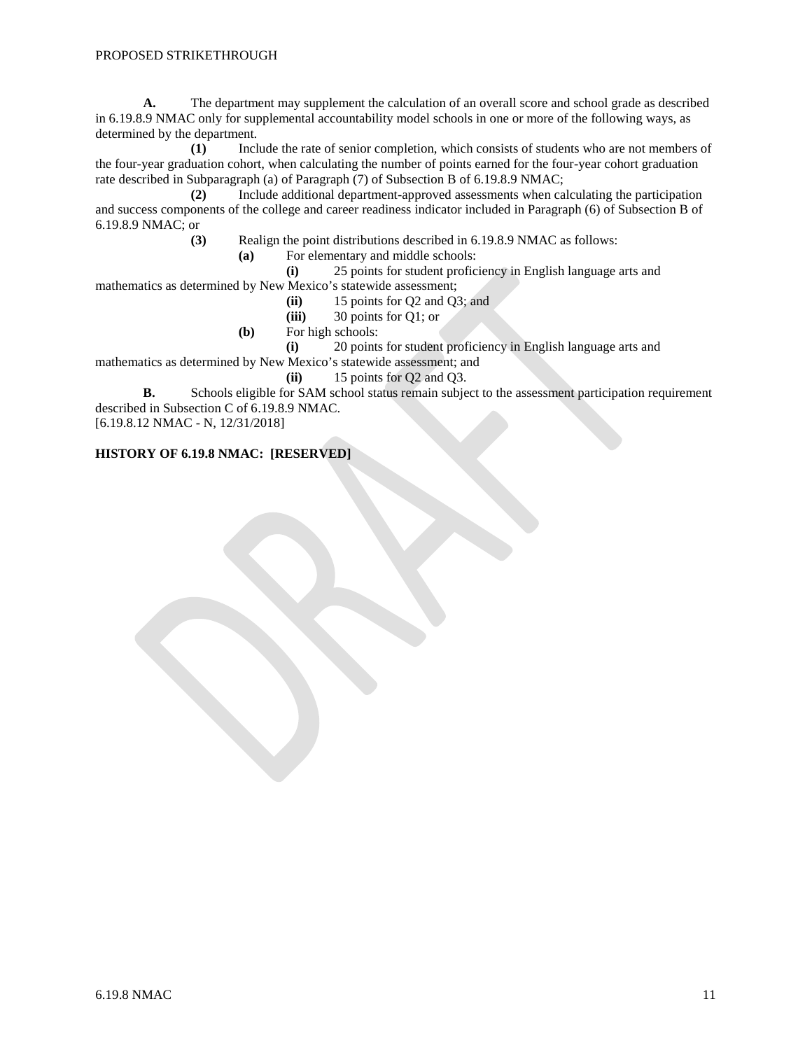**A.** The department may supplement the calculation of an overall score and school grade as described in 6.19.8.9 NMAC only for supplemental accountability model schools in one or more of the following ways, as determined by the department.

**(1)** Include the rate of senior completion, which consists of students who are not members of the four-year graduation cohort, when calculating the number of points earned for the four-year cohort graduation rate described in Subparagraph (a) of Paragraph (7) of Subsection B of 6.19.8.9 NMAC;

**(2)** Include additional department-approved assessments when calculating the participation and success components of the college and career readiness indicator included in Paragraph (6) of Subsection B of 6.19.8.9 NMAC; or

**(3)** Realign the point distributions described in 6.19.8.9 NMAC as follows:

**(a)** For elementary and middle schools:

**(i)** 25 points for student proficiency in English language arts and mathematics as determined by New Mexico's statewide assessment;

**(ii)** 15 points for Q2 and Q3; and

**(iii)** 30 points for Q1; or

**(b)** For high schools:

**(i)** 20 points for student proficiency in English language arts and mathematics as determined by New Mexico's statewide assessment; and

**(ii)** 15 points for Q2 and Q3.

**B.** Schools eligible for SAM school status remain subject to the assessment participation requirement described in Subsection C of 6.19.8.9 NMAC.

[6.19.8.12 NMAC - N, 12/31/2018]

**HISTORY OF 6.19.8 NMAC: [RESERVED]**